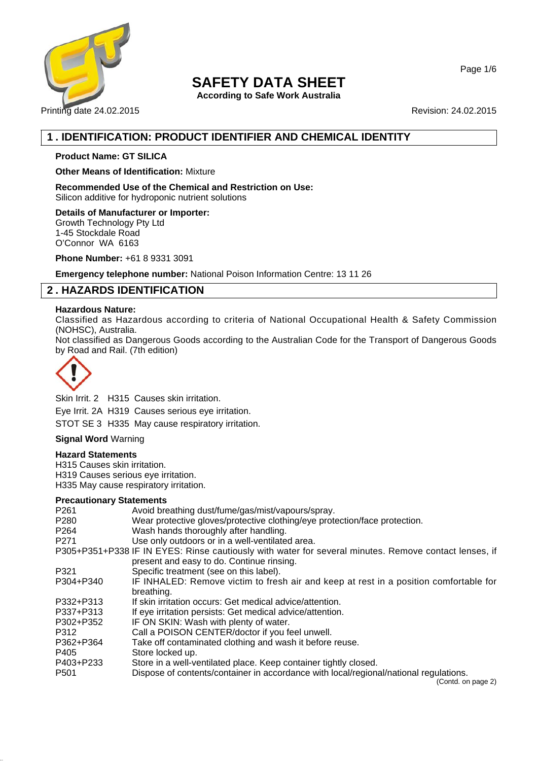# SAFETY DATA SHEET

**According to Safe Work Australia**

Printing date 24.02.2015 | Revision: 24.02.2015

## 1 . IDENTIFICATION: PRODUCT IDENTIFIER AND CHEMICAL IDENTITY

**Product Name: GT SILICA**

**Other Means of Identification:** Mixture

**Recommended Use of the Chemical and Restriction on Use:**
Silicon additive for hydroponic nutrient solutions

**Details of Manufacturer or Importer:**
Growth Technology Pty Ltd
1-45 Stockdale Road
O'Connor WA 6163

**Phone Number:** +61 8 9331 3091

**Emergency telephone number:** National Poison Information Centre: 13 11 26

## 2 . HAZARDS IDENTIFICATION

**Hazardous Nature:**
Classified as Hazardous according to criteria of National Occupational Health & Safety Commission (NOHSC), Australia.
Not classified as Dangerous Goods according to the Australian Code for the Transport of Dangerous Goods by Road and Rail. (7th edition)

Skin Irrit. 2 H315 Causes skin irritation.

Eye Irrit. 2A H319 Causes serious eye irritation.

STOT SE 3 H335 May cause respiratory irritation.

**Signal Word** Warning

**Hazard Statements**
H315 Causes skin irritation.
H319 Causes serious eye irritation.
H335 May cause respiratory irritation.

**Precautionary Statements**

| | |
|---|---|
| P261 | Avoid breathing dust/fume/gas/mist/vapours/spray. |
| P280 | Wear protective gloves/protective clothing/eye protection/face protection. |
| P264 | Wash hands thoroughly after handling. |
| P271 | Use only outdoors or in a well-ventilated area. |
| P305+P351+P338 | IF IN EYES: Rinse cautiously with water for several minutes. Remove contact lenses, if present and easy to do. Continue rinsing. |
| P321 | Specific treatment (see on this label). |
| P304+P340 | IF INHALED: Remove victim to fresh air and keep at rest in a position comfortable for breathing. |
| P332+P313 | If skin irritation occurs: Get medical advice/attention. |
| P337+P313 | If eye irritation persists: Get medical advice/attention. |
| P302+P352 | IF ON SKIN: Wash with plenty of water. |
| P312 | Call a POISON CENTER/doctor if you feel unwell. |
| P362+P364 | Take off contaminated clothing and wash it before reuse. |
| P405 | Store locked up. |
| P403+P233 | Store in a well-ventilated place. Keep container tightly closed. |
| P501 | Dispose of contents/container in accordance with local/regional/national regulations. |

(Contd. on page 2)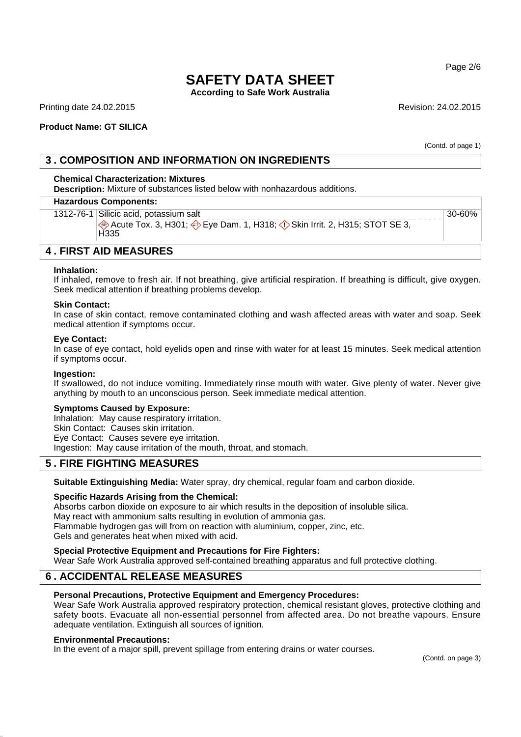**Product Name: GT SILICA**

(Contd. of page 1)

## 3 . COMPOSITION AND INFORMATION ON INGREDIENTS

**Chemical Characterization: Mixtures**

**Description:** Mixture of substances listed below with nonhazardous additions.

| Hazardous Components: | | |
|---|---|---|
| 1312-76-1 | Silicic acid, potassium salt<br>Acute Tox. 3, H301; Eye Dam. 1, H318; Skin Irrit. 2, H315; STOT SE 3, H335 | 30-60% |

## 4 . FIRST AID MEASURES

**Inhalation:**
If inhaled, remove to fresh air. If not breathing, give artificial respiration. If breathing is difficult, give oxygen. Seek medical attention if breathing problems develop.

**Skin Contact:**
In case of skin contact, remove contaminated clothing and wash affected areas with water and soap. Seek medical attention if symptoms occur.

**Eye Contact:**
In case of eye contact, hold eyelids open and rinse with water for at least 15 minutes. Seek medical attention if symptoms occur.

**Ingestion:**
If swallowed, do not induce vomiting. Immediately rinse mouth with water. Give plenty of water. Never give anything by mouth to an unconscious person. Seek immediate medical attention.

**Symptoms Caused by Exposure:**
Inhalation: May cause respiratory irritation.
Skin Contact: Causes skin irritation.
Eye Contact: Causes severe eye irritation.
Ingestion: May cause irritation of the mouth, throat, and stomach.

## 5 . FIRE FIGHTING MEASURES

**Suitable Extinguishing Media:** Water spray, dry chemical, regular foam and carbon dioxide.

**Specific Hazards Arising from the Chemical:**
Absorbs carbon dioxide on exposure to air which results in the deposition of insoluble silica.
May react with ammonium salts resulting in evolution of ammonia gas.
Flammable hydrogen gas will from on reaction with aluminium, copper, zinc, etc.
Gels and generates heat when mixed with acid.

**Special Protective Equipment and Precautions for Fire Fighters:**
Wear Safe Work Australia approved self-contained breathing apparatus and full protective clothing.

## 6 . ACCIDENTAL RELEASE MEASURES

**Personal Precautions, Protective Equipment and Emergency Procedures:**
Wear Safe Work Australia approved respiratory protection, chemical resistant gloves, protective clothing and safety boots. Evacuate all non-essential personnel from affected area. Do not breathe vapours. Ensure adequate ventilation. Extinguish all sources of ignition.

**Environmental Precautions:**
In the event of a major spill, prevent spillage from entering drains or water courses.

(Contd. on page 3)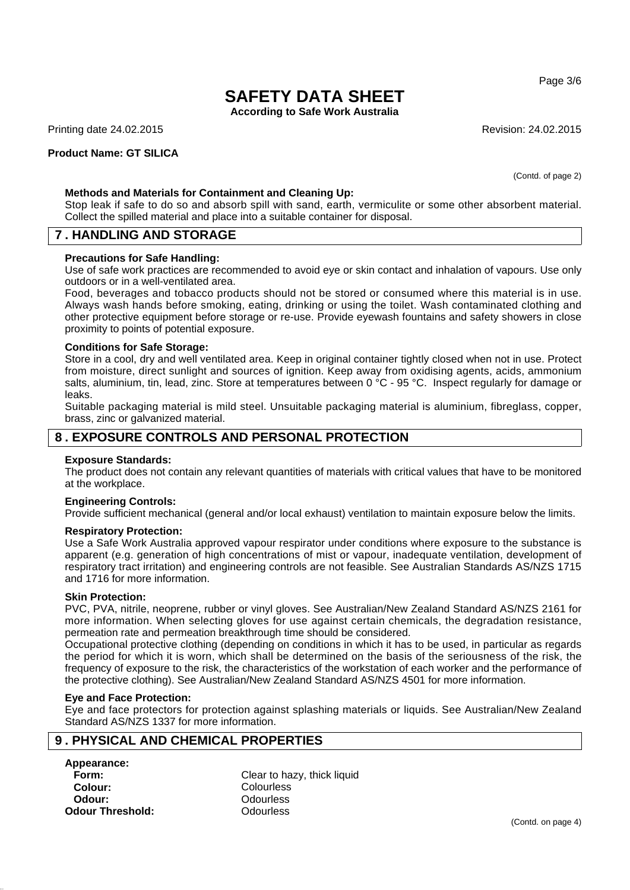(Contd. of page 2)

**Methods and Materials for Containment and Cleaning Up:**
Stop leak if safe to do so and absorb spill with sand, earth, vermiculite or some other absorbent material. Collect the spilled material and place into a suitable container for disposal.

## 7 . HANDLING AND STORAGE

**Precautions for Safe Handling:**
Use of safe work practices are recommended to avoid eye or skin contact and inhalation of vapours. Use only outdoors or in a well-ventilated area.
Food, beverages and tobacco products should not be stored or consumed where this material is in use. Always wash hands before smoking, eating, drinking or using the toilet. Wash contaminated clothing and other protective equipment before storage or re-use. Provide eyewash fountains and safety showers in close proximity to points of potential exposure.

**Conditions for Safe Storage:**
Store in a cool, dry and well ventilated area. Keep in original container tightly closed when not in use. Protect from moisture, direct sunlight and sources of ignition. Keep away from oxidising agents, acids, ammonium salts, aluminium, tin, lead, zinc. Store at temperatures between 0 °C - 95 °C. Inspect regularly for damage or leaks.
Suitable packaging material is mild steel. Unsuitable packaging material is aluminium, fibreglass, copper, brass, zinc or galvanized material.

## 8 . EXPOSURE CONTROLS AND PERSONAL PROTECTION

**Exposure Standards:**
The product does not contain any relevant quantities of materials with critical values that have to be monitored at the workplace.

**Engineering Controls:**
Provide sufficient mechanical (general and/or local exhaust) ventilation to maintain exposure below the limits.

**Respiratory Protection:**
Use a Safe Work Australia approved vapour respirator under conditions where exposure to the substance is apparent (e.g. generation of high concentrations of mist or vapour, inadequate ventilation, development of respiratory tract irritation) and engineering controls are not feasible. See Australian Standards AS/NZS 1715 and 1716 for more information.

**Skin Protection:**
PVC, PVA, nitrile, neoprene, rubber or vinyl gloves. See Australian/New Zealand Standard AS/NZS 2161 for more information. When selecting gloves for use against certain chemicals, the degradation resistance, permeation rate and permeation breakthrough time should be considered.
Occupational protective clothing (depending on conditions in which it has to be used, in particular as regards the period for which it is worn, which shall be determined on the basis of the seriousness of the risk, the frequency of exposure to the risk, the characteristics of the workstation of each worker and the performance of the protective clothing). See Australian/New Zealand Standard AS/NZS 4501 for more information.

**Eye and Face Protection:**
Eye and face protectors for protection against splashing materials or liquids. See Australian/New Zealand Standard AS/NZS 1337 for more information.

## 9 . PHYSICAL AND CHEMICAL PROPERTIES

**Appearance:**

| | |
|---|---|
| **Form:** | Clear to hazy, thick liquid |
| **Colour:** | Colourless |
| **Odour:** | Odourless |
| **Odour Threshold:** | Odourless |

(Contd. on page 4)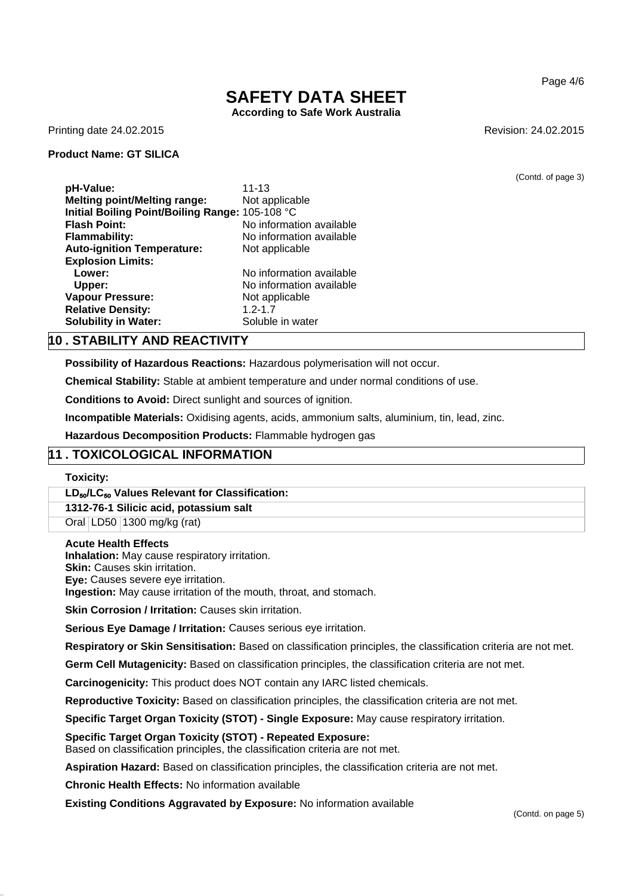# SAFETY DATA SHEET

**According to Safe Work Australia**

Printing date 24.02.2015 Revision: 24.02.2015

**Product Name: GT SILICA**

(Contd. of page 3)

| | |
|---|---|
| **pH-Value:** | 11-13 |
| **Melting point/Melting range:** | Not applicable |
| **Initial Boiling Point/Boiling Range:** | 105-108 °C |
| **Flash Point:** | No information available |
| **Flammability:** | No information available |
| **Auto-ignition Temperature:** | Not applicable |
| **Explosion Limits:** | |
| **Lower:** | No information available |
| **Upper:** | No information available |
| **Vapour Pressure:** | Not applicable |
| **Relative Density:** | 1.2-1.7 |
| **Solubility in Water:** | Soluble in water |

## 10 . STABILITY AND REACTIVITY

**Possibility of Hazardous Reactions:** Hazardous polymerisation will not occur.

**Chemical Stability:** Stable at ambient temperature and under normal conditions of use.

**Conditions to Avoid:** Direct sunlight and sources of ignition.

**Incompatible Materials:** Oxidising agents, acids, ammonium salts, aluminium, tin, lead, zinc.

**Hazardous Decomposition Products:** Flammable hydrogen gas

## 11 . TOXICOLOGICAL INFORMATION

**Toxicity:**

| **$LD_{50}$/$LC_{50}$ Values Relevant for Classification:** | | |
|---|---|---|
| **1312-76-1 Silicic acid, potassium salt** | | |
| Oral | LD50 | 1300 mg/kg (rat) |

**Acute Health Effects**
**Inhalation:** May cause respiratory irritation.
**Skin:** Causes skin irritation.
**Eye:** Causes severe eye irritation.
**Ingestion:** May cause irritation of the mouth, throat, and stomach.

**Skin Corrosion / Irritation:** Causes skin irritation.

**Serious Eye Damage / Irritation:** Causes serious eye irritation.

**Respiratory or Skin Sensitisation:** Based on classification principles, the classification criteria are not met.

**Germ Cell Mutagenicity:** Based on classification principles, the classification criteria are not met.

**Carcinogenicity:** This product does NOT contain any IARC listed chemicals.

**Reproductive Toxicity:** Based on classification principles, the classification criteria are not met.

**Specific Target Organ Toxicity (STOT) - Single Exposure:** May cause respiratory irritation.

**Specific Target Organ Toxicity (STOT) - Repeated Exposure:**
Based on classification principles, the classification criteria are not met.

**Aspiration Hazard:** Based on classification principles, the classification criteria are not met.

**Chronic Health Effects:** No information available

**Existing Conditions Aggravated by Exposure:** No information available

(Contd. on page 5)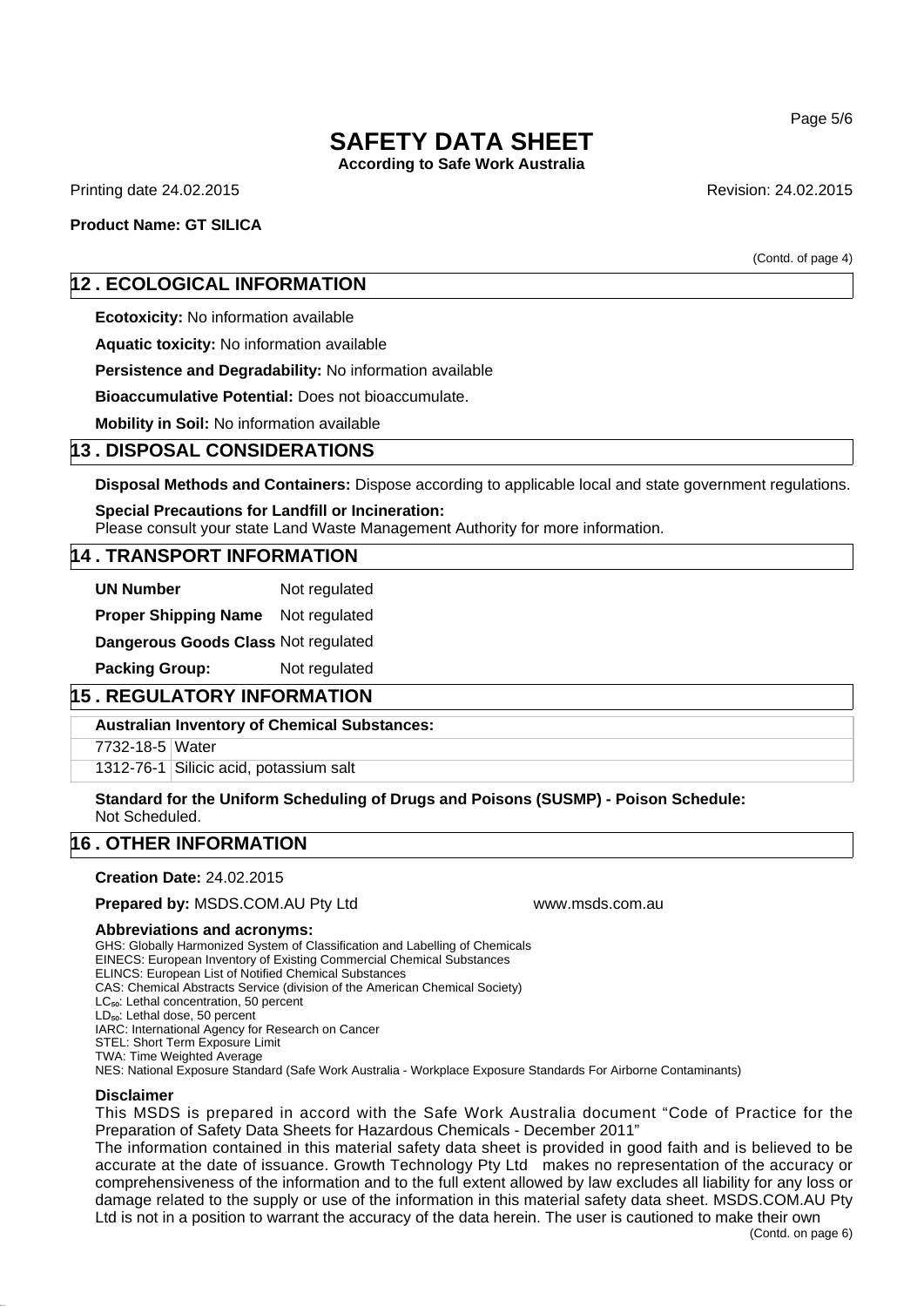(Contd. of page 4)

## 12 . ECOLOGICAL INFORMATION

**Ecotoxicity:** No information available

**Aquatic toxicity:** No information available

**Persistence and Degradability:** No information available

**Bioaccumulative Potential:** Does not bioaccumulate.

**Mobility in Soil:** No information available

## 13 . DISPOSAL CONSIDERATIONS

**Disposal Methods and Containers:** Dispose according to applicable local and state government regulations.

**Special Precautions for Landfill or Incineration:**
Please consult your state Land Waste Management Authority for more information.

## 14 . TRANSPORT INFORMATION

| | |
|---|---|
| **UN Number** | Not regulated |
| **Proper Shipping Name** | Not regulated |
| **Dangerous Goods Class** | Not regulated |
| **Packing Group:** | Not regulated |

## 15 . REGULATORY INFORMATION

**Australian Inventory of Chemical Substances:**

| | |
|---|---|
| 7732-18-5 | Water |
| 1312-76-1 | Silicic acid, potassium salt |

**Standard for the Uniform Scheduling of Drugs and Poisons (SUSMP) - Poison Schedule:**
Not Scheduled.

## 16 . OTHER INFORMATION

**Creation Date:** 24.02.2015

**Prepared by:** MSDS.COM.AU Pty Ltd www.msds.com.au

**Abbreviations and acronyms:**
GHS: Globally Harmonized System of Classification and Labelling of Chemicals
EINECS: European Inventory of Existing Commercial Chemical Substances
ELINCS: European List of Notified Chemical Substances
CAS: Chemical Abstracts Service (division of the American Chemical Society)
$LC_{50}$: Lethal concentration, 50 percent
$LD_{50}$: Lethal dose, 50 percent
IARC: International Agency for Research on Cancer
STEL: Short Term Exposure Limit
TWA: Time Weighted Average
NES: National Exposure Standard (Safe Work Australia - Workplace Exposure Standards For Airborne Contaminants)

**Disclaimer**
This MSDS is prepared in accord with the Safe Work Australia document "Code of Practice for the Preparation of Safety Data Sheets for Hazardous Chemicals - December 2011"
The information contained in this material safety data sheet is provided in good faith and is believed to be accurate at the date of issuance. Growth Technology Pty Ltd makes no representation of the accuracy or comprehensiveness of the information and to the full extent allowed by law excludes all liability for any loss or damage related to the supply or use of the information in this material safety data sheet. MSDS.COM.AU Pty Ltd is not in a position to warrant the accuracy of the data herein. The user is cautioned to make their own

(Contd. on page 6)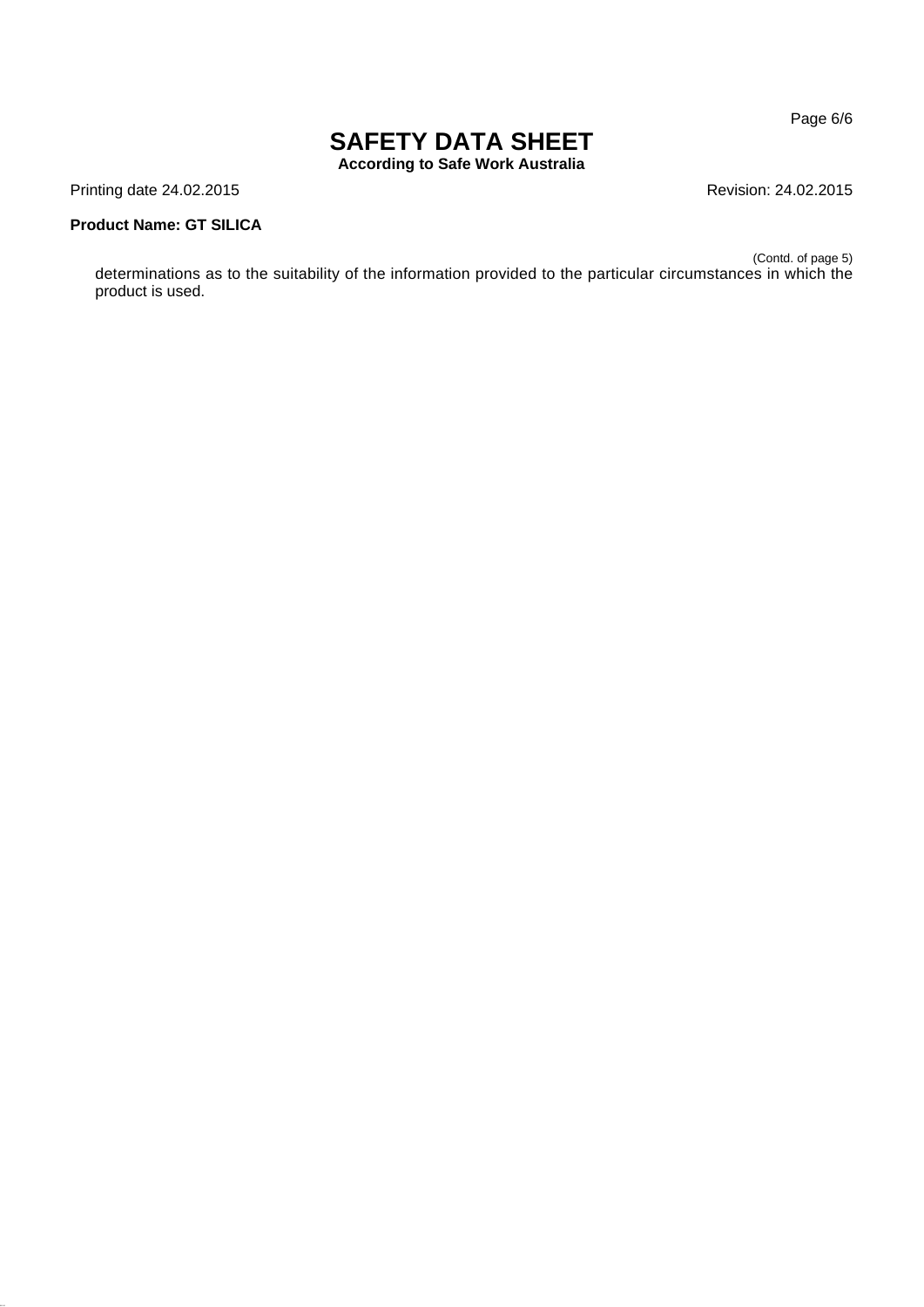determinations as to the suitability of the information provided to the particular circumstances in which the product is used.